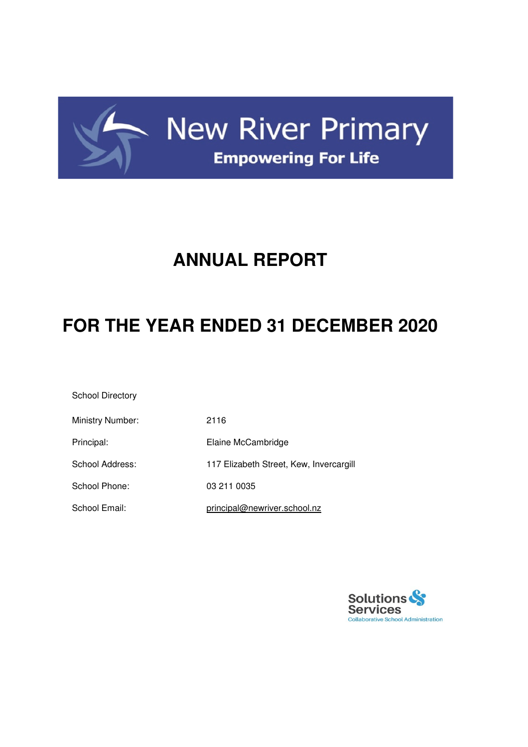New River Primary

Empowering For Life

# ANNUAL REPORT

# FOR THE YEAR ENDED 31 DECEMBER 2020

School Directory

| | |
|---|---|
| Ministry Number: | 2116 |
| Principal: | Elaine McCambridge |
| School Address: | 117 Elizabeth Street, Kew, Invercargill |
| School Phone: | 03 211 0035 |
| School Email: | principal@newriver.school.nz |

Solutions Services
Collaborative School Administration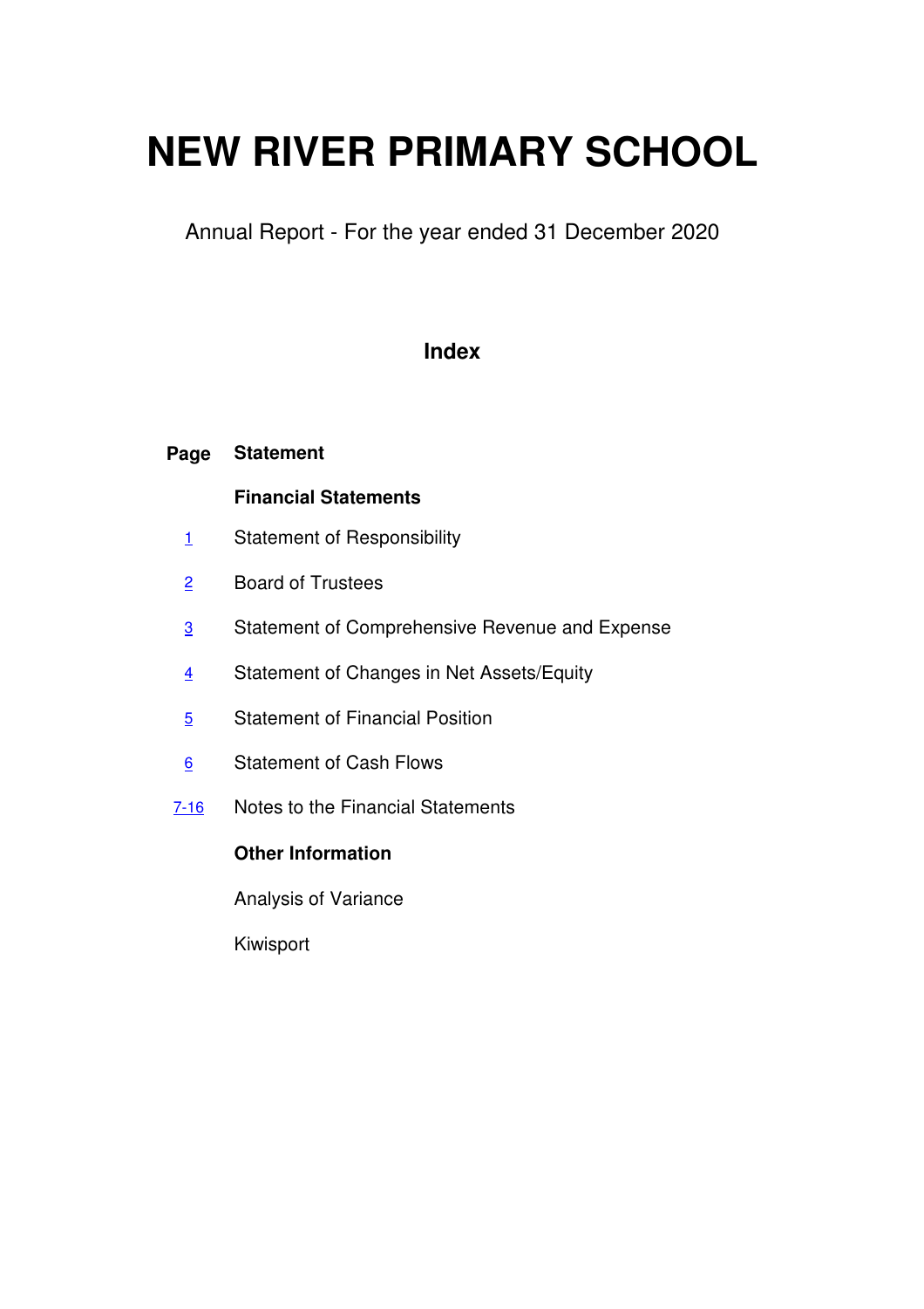# NEW RIVER PRIMARY SCHOOL

Annual Report - For the year ended 31 December 2020

## Index

| Page | Statement |
|---|---|
| | **Financial Statements** |
| 1 | Statement of Responsibility |
| 2 | Board of Trustees |
| 3 | Statement of Comprehensive Revenue and Expense |
| 4 | Statement of Changes in Net Assets/Equity |
| 5 | Statement of Financial Position |
| 6 | Statement of Cash Flows |
| 7-16 | Notes to the Financial Statements |
| | **Other Information** |
| | Analysis of Variance |
| | Kiwisport |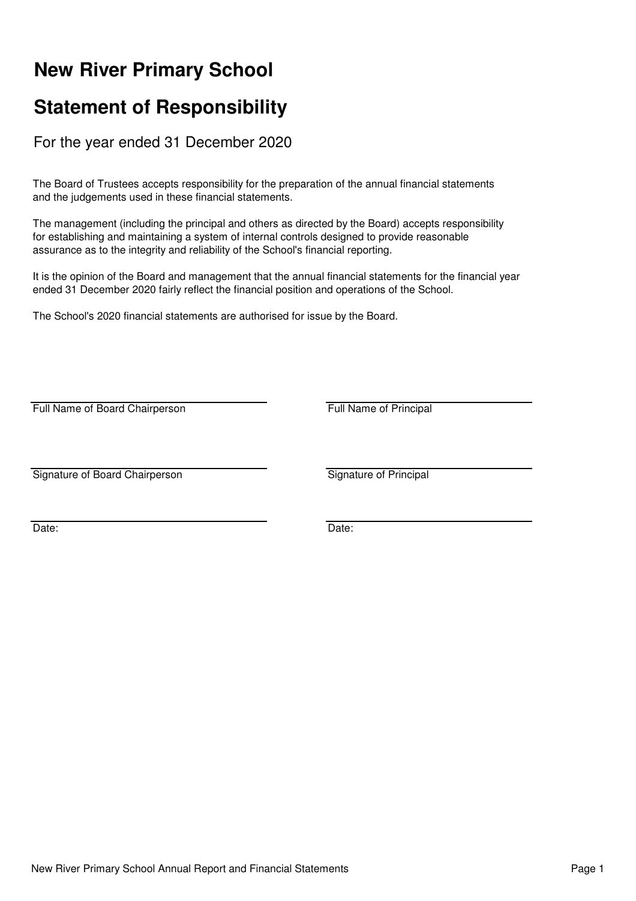# New River Primary School

# Statement of Responsibility

For the year ended 31 December 2020

The Board of Trustees accepts responsibility for the preparation of the annual financial statements and the judgements used in these financial statements.

The management (including the principal and others as directed by the Board) accepts responsibility for establishing and maintaining a system of internal controls designed to provide reasonable assurance as to the integrity and reliability of the School's financial reporting.

It is the opinion of the Board and management that the annual financial statements for the financial year ended 31 December 2020 fairly reflect the financial position and operations of the School.

The School's 2020 financial statements are authorised for issue by the Board.

| | |
|---|---|
| Full Name of Board Chairperson | Full Name of Principal |
| Signature of Board Chairperson | Signature of Principal |
| Date: | Date: |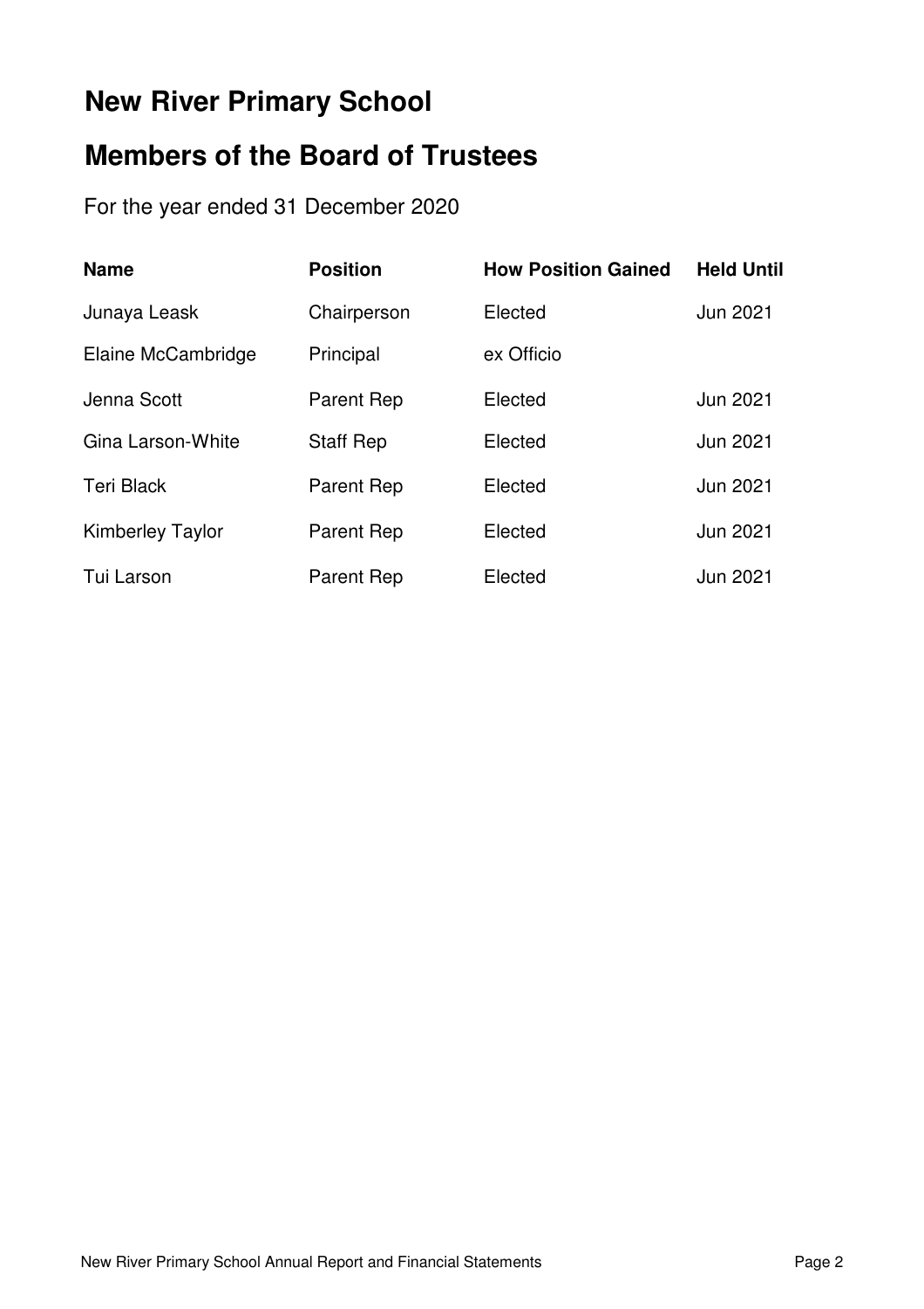# New River Primary School

# Members of the Board of Trustees

For the year ended 31 December 2020

| Name | Position | How Position Gained | Held Until |
| --- | --- | --- | --- |
| Junaya Leask | Chairperson | Elected | Jun 2021 |
| Elaine McCambridge | Principal | ex Officio | |
| Jenna Scott | Parent Rep | Elected | Jun 2021 |
| Gina Larson-White | Staff Rep | Elected | Jun 2021 |
| Teri Black | Parent Rep | Elected | Jun 2021 |
| Kimberley Taylor | Parent Rep | Elected | Jun 2021 |
| Tui Larson | Parent Rep | Elected | Jun 2021 |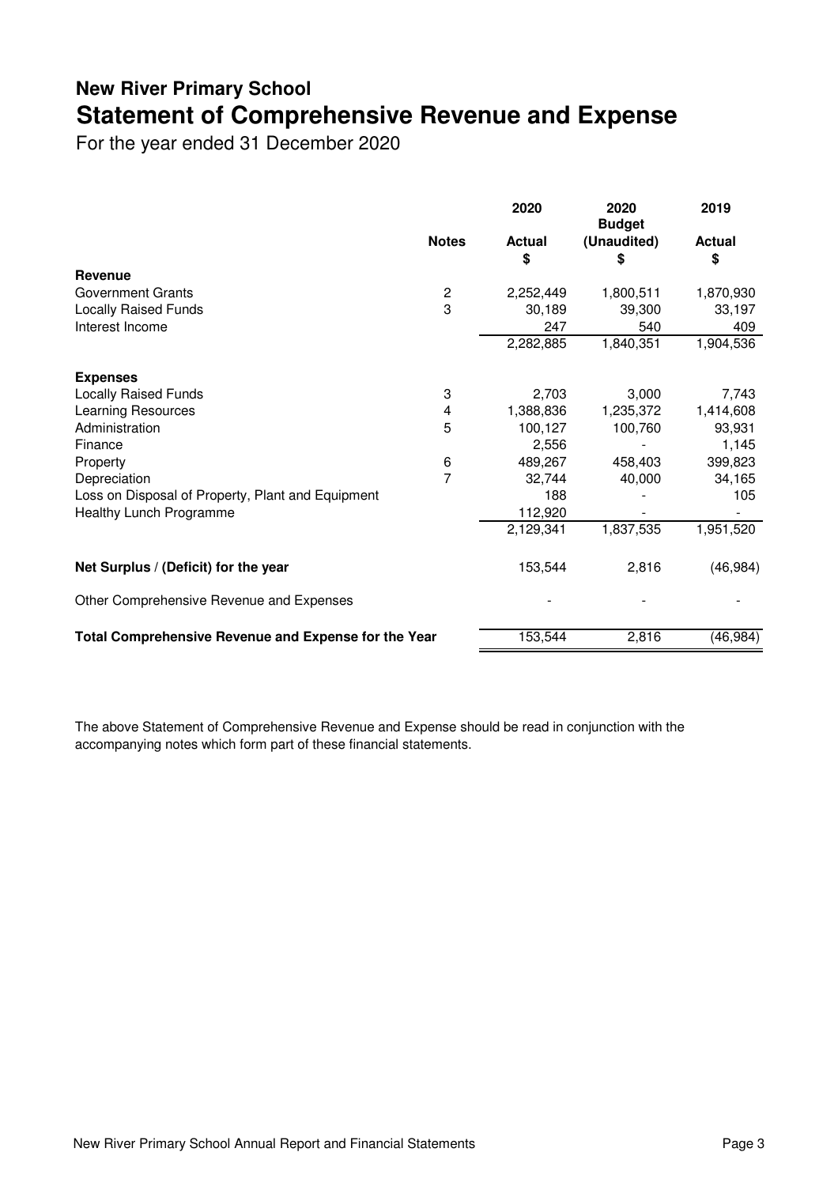# New River Primary School

# Statement of Comprehensive Revenue and Expense

For the year ended 31 December 2020

| | Notes | 2020 Actual $ | 2020 Budget (Unaudited) $ | 2019 Actual $ |
|---|---|---|---|---|
| **Revenue** | | | | |
| Government Grants | 2 | 2,252,449 | 1,800,511 | 1,870,930 |
| Locally Raised Funds | 3 | 30,189 | 39,300 | 33,197 |
| Interest Income | | 247 | 540 | 409 |
| | | 2,282,885 | 1,840,351 | 1,904,536 |
| **Expenses** | | | | |
| Locally Raised Funds | 3 | 2,703 | 3,000 | 7,743 |
| Learning Resources | 4 | 1,388,836 | 1,235,372 | 1,414,608 |
| Administration | 5 | 100,127 | 100,760 | 93,931 |
| Finance | | 2,556 | - | 1,145 |
| Property | 6 | 489,267 | 458,403 | 399,823 |
| Depreciation | 7 | 32,744 | 40,000 | 34,165 |
| Loss on Disposal of Property, Plant and Equipment | | 188 | - | 105 |
| Healthy Lunch Programme | | 112,920 | - | - |
| | | 2,129,341 | 1,837,535 | 1,951,520 |
| **Net Surplus / (Deficit) for the year** | | 153,544 | 2,816 | (46,984) |
| Other Comprehensive Revenue and Expenses | | - | - | - |
| **Total Comprehensive Revenue and Expense for the Year** | | 153,544 | 2,816 | (46,984) |

The above Statement of Comprehensive Revenue and Expense should be read in conjunction with the accompanying notes which form part of these financial statements.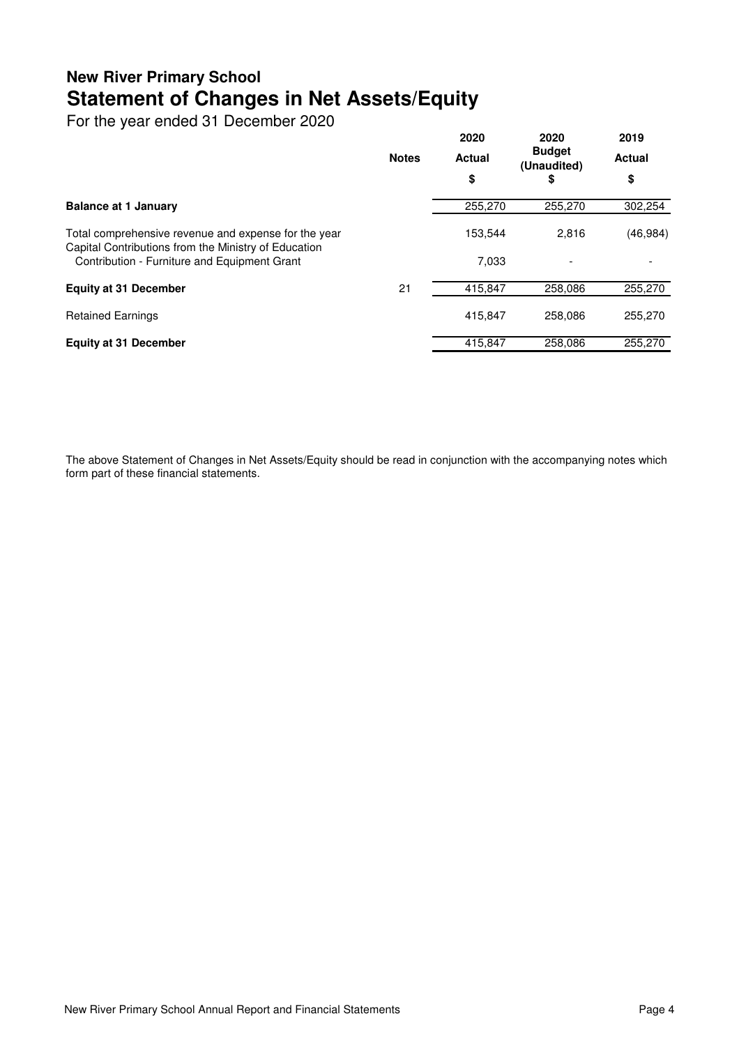# New River Primary School
## Statement of Changes in Net Assets/Equity

For the year ended 31 December 2020

| | Notes | 2020 Actual $ | 2020 Budget (Unaudited) $ | 2019 Actual $ |
|---|---|---|---|---|
| **Balance at 1 January** | | 255,270 | 255,270 | 302,254 |
| Total comprehensive revenue and expense for the year | | 153,544 | 2,816 | (46,984) |
| Capital Contributions from the Ministry of Education | | | | |
| Contribution - Furniture and Equipment Grant | | 7,033 | - | - |
| **Equity at 31 December** | 21 | 415,847 | 258,086 | 255,270 |
| Retained Earnings | | 415,847 | 258,086 | 255,270 |
| **Equity at 31 December** | | 415,847 | 258,086 | 255,270 |

The above Statement of Changes in Net Assets/Equity should be read in conjunction with the accompanying notes which form part of these financial statements.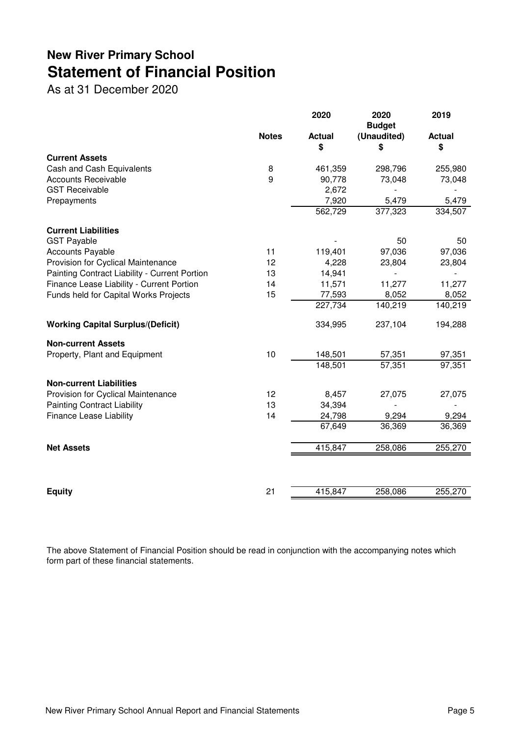# New River Primary School

# Statement of Financial Position

As at 31 December 2020

| | Notes | 2020 Actual $ | 2020 Budget (Unaudited) $ | 2019 Actual $ |
|---|---|---|---|---|
| **Current Assets** | | | | |
| Cash and Cash Equivalents | 8 | 461,359 | 298,796 | 255,980 |
| Accounts Receivable | 9 | 90,778 | 73,048 | 73,048 |
| GST Receivable | | 2,672 | - | - |
| Prepayments | | 7,920 | 5,479 | 5,479 |
| | | 562,729 | 377,323 | 334,507 |
| **Current Liabilities** | | | | |
| GST Payable | | - | 50 | 50 |
| Accounts Payable | 11 | 119,401 | 97,036 | 97,036 |
| Provision for Cyclical Maintenance | 12 | 4,228 | 23,804 | 23,804 |
| Painting Contract Liability - Current Portion | 13 | 14,941 | - | - |
| Finance Lease Liability - Current Portion | 14 | 11,571 | 11,277 | 11,277 |
| Funds held for Capital Works Projects | 15 | 77,593 | 8,052 | 8,052 |
| | | 227,734 | 140,219 | 140,219 |
| **Working Capital Surplus/(Deficit)** | | 334,995 | 237,104 | 194,288 |
| **Non-current Assets** | | | | |
| Property, Plant and Equipment | 10 | 148,501 | 57,351 | 97,351 |
| | | 148,501 | 57,351 | 97,351 |
| **Non-current Liabilities** | | | | |
| Provision for Cyclical Maintenance | 12 | 8,457 | 27,075 | 27,075 |
| Painting Contract Liability | 13 | 34,394 | - | - |
| Finance Lease Liability | 14 | 24,798 | 9,294 | 9,294 |
| | | 67,649 | 36,369 | 36,369 |
| **Net Assets** | | 415,847 | 258,086 | 255,270 |
| **Equity** | 21 | 415,847 | 258,086 | 255,270 |

The above Statement of Financial Position should be read in conjunction with the accompanying notes which form part of these financial statements.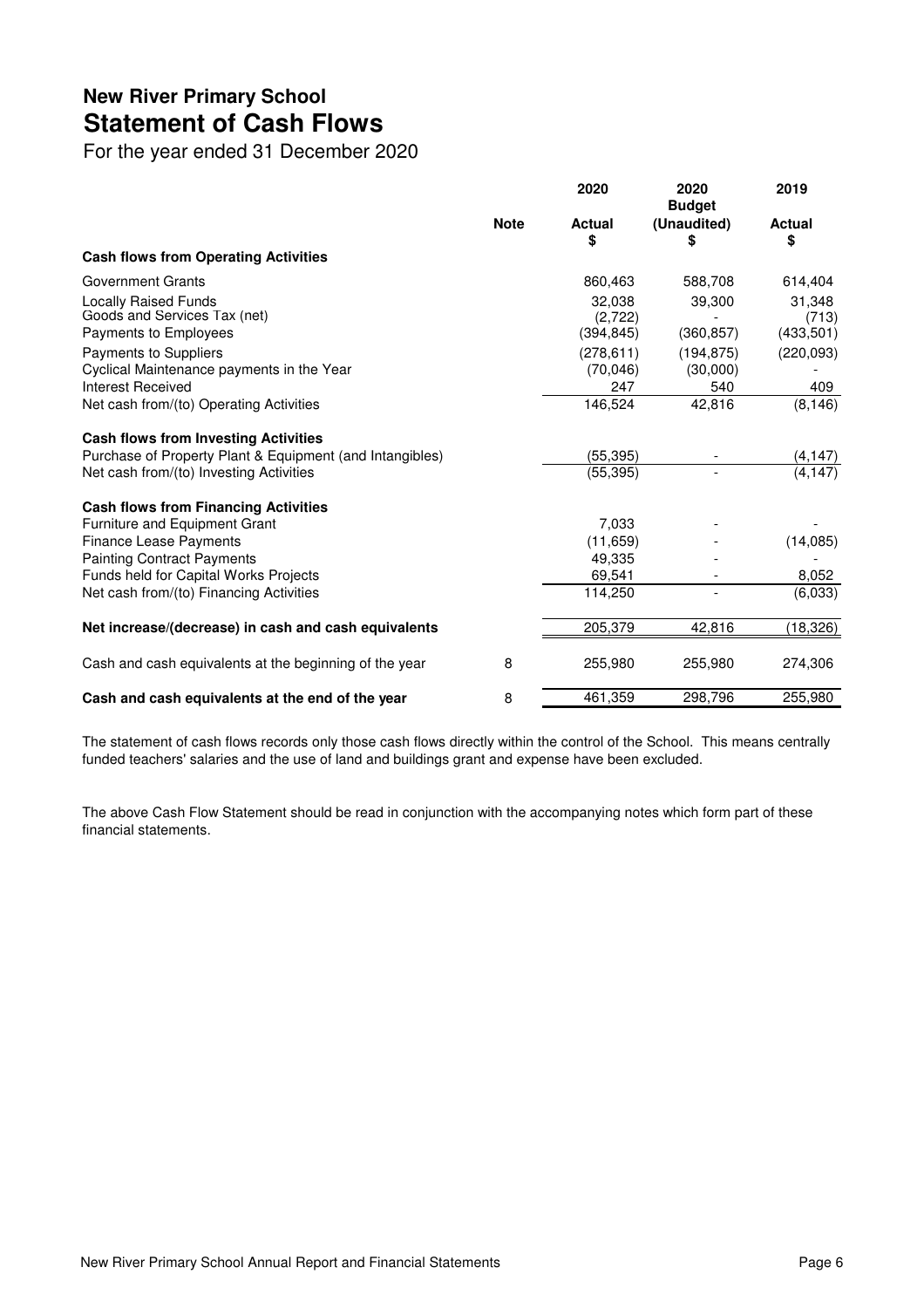# New River Primary School
## Statement of Cash Flows

For the year ended 31 December 2020

| | Note | 2020 Actual $ | 2020 Budget (Unaudited) $ | 2019 Actual $ |
|---|---|---|---|---|
| **Cash flows from Operating Activities** | | | | |
| Government Grants | | 860,463 | 588,708 | 614,404 |
| Locally Raised Funds | | 32,038 | 39,300 | 31,348 |
| Goods and Services Tax (net) | | (2,722) | - | (713) |
| Payments to Employees | | (394,845) | (360,857) | (433,501) |
| Payments to Suppliers | | (278,611) | (194,875) | (220,093) |
| Cyclical Maintenance payments in the Year | | (70,046) | (30,000) | - |
| Interest Received | | 247 | 540 | 409 |
| Net cash from/(to) Operating Activities | | 146,524 | 42,816 | (8,146) |
| **Cash flows from Investing Activities** | | | | |
| Purchase of Property Plant & Equipment (and Intangibles) | | (55,395) | - | (4,147) |
| Net cash from/(to) Investing Activities | | (55,395) | - | (4,147) |
| **Cash flows from Financing Activities** | | | | |
| Furniture and Equipment Grant | | 7,033 | - | - |
| Finance Lease Payments | | (11,659) | - | (14,085) |
| Painting Contract Payments | | 49,335 | - | - |
| Funds held for Capital Works Projects | | 69,541 | - | 8,052 |
| Net cash from/(to) Financing Activities | | 114,250 | - | (6,033) |
| **Net increase/(decrease) in cash and cash equivalents** | | 205,379 | 42,816 | (18,326) |
| Cash and cash equivalents at the beginning of the year | 8 | 255,980 | 255,980 | 274,306 |
| **Cash and cash equivalents at the end of the year** | 8 | 461,359 | 298,796 | 255,980 |

The statement of cash flows records only those cash flows directly within the control of the School. This means centrally funded teachers' salaries and the use of land and buildings grant and expense have been excluded.

The above Cash Flow Statement should be read in conjunction with the accompanying notes which form part of these financial statements.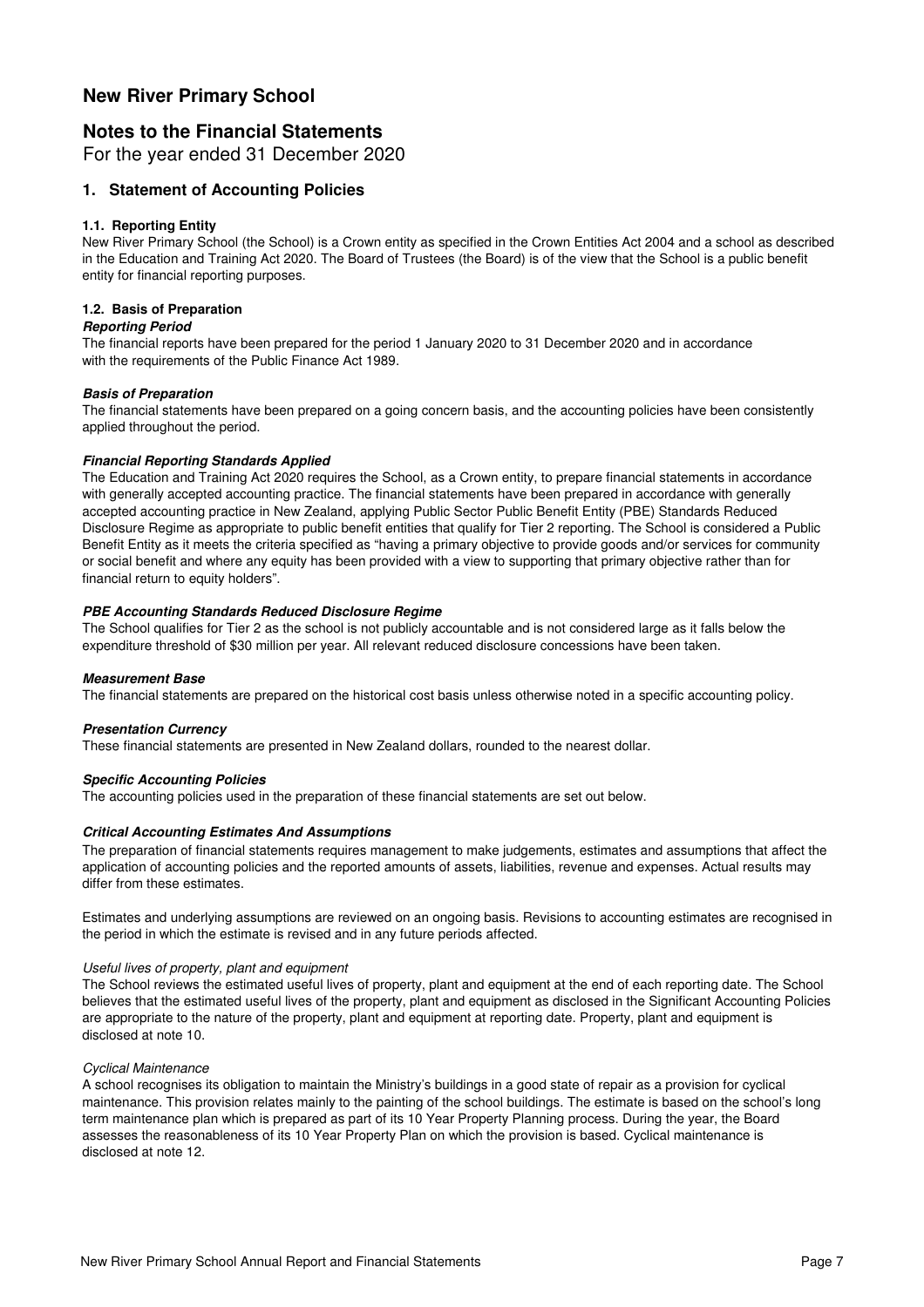# New River Primary School

## Notes to the Financial Statements

For the year ended 31 December 2020

### 1. Statement of Accounting Policies

#### 1.1. Reporting Entity

New River Primary School (the School) is a Crown entity as specified in the Crown Entities Act 2004 and a school as described in the Education and Training Act 2020. The Board of Trustees (the Board) is of the view that the School is a public benefit entity for financial reporting purposes.

#### 1.2. Basis of Preparation

***Reporting Period***

The financial reports have been prepared for the period 1 January 2020 to 31 December 2020 and in accordance with the requirements of the Public Finance Act 1989.

***Basis of Preparation***

The financial statements have been prepared on a going concern basis, and the accounting policies have been consistently applied throughout the period.

***Financial Reporting Standards Applied***

The Education and Training Act 2020 requires the School, as a Crown entity, to prepare financial statements in accordance with generally accepted accounting practice. The financial statements have been prepared in accordance with generally accepted accounting practice in New Zealand, applying Public Sector Public Benefit Entity (PBE) Standards Reduced Disclosure Regime as appropriate to public benefit entities that qualify for Tier 2 reporting. The School is considered a Public Benefit Entity as it meets the criteria specified as "having a primary objective to provide goods and/or services for community or social benefit and where any equity has been provided with a view to supporting that primary objective rather than for financial return to equity holders".

***PBE Accounting Standards Reduced Disclosure Regime***

The School qualifies for Tier 2 as the school is not publicly accountable and is not considered large as it falls below the expenditure threshold of $30 million per year. All relevant reduced disclosure concessions have been taken.

***Measurement Base***

The financial statements are prepared on the historical cost basis unless otherwise noted in a specific accounting policy.

***Presentation Currency***

These financial statements are presented in New Zealand dollars, rounded to the nearest dollar.

***Specific Accounting Policies***

The accounting policies used in the preparation of these financial statements are set out below.

***Critical Accounting Estimates And Assumptions***

The preparation of financial statements requires management to make judgements, estimates and assumptions that affect the application of accounting policies and the reported amounts of assets, liabilities, revenue and expenses. Actual results may differ from these estimates.

Estimates and underlying assumptions are reviewed on an ongoing basis. Revisions to accounting estimates are recognised in the period in which the estimate is revised and in any future periods affected.

*Useful lives of property, plant and equipment*

The School reviews the estimated useful lives of property, plant and equipment at the end of each reporting date. The School believes that the estimated useful lives of the property, plant and equipment as disclosed in the Significant Accounting Policies are appropriate to the nature of the property, plant and equipment at reporting date. Property, plant and equipment is disclosed at note 10.

*Cyclical Maintenance*

A school recognises its obligation to maintain the Ministry's buildings in a good state of repair as a provision for cyclical maintenance. This provision relates mainly to the painting of the school buildings. The estimate is based on the school's long term maintenance plan which is prepared as part of its 10 Year Property Planning process. During the year, the Board assesses the reasonableness of its 10 Year Property Plan on which the provision is based. Cyclical maintenance is disclosed at note 12.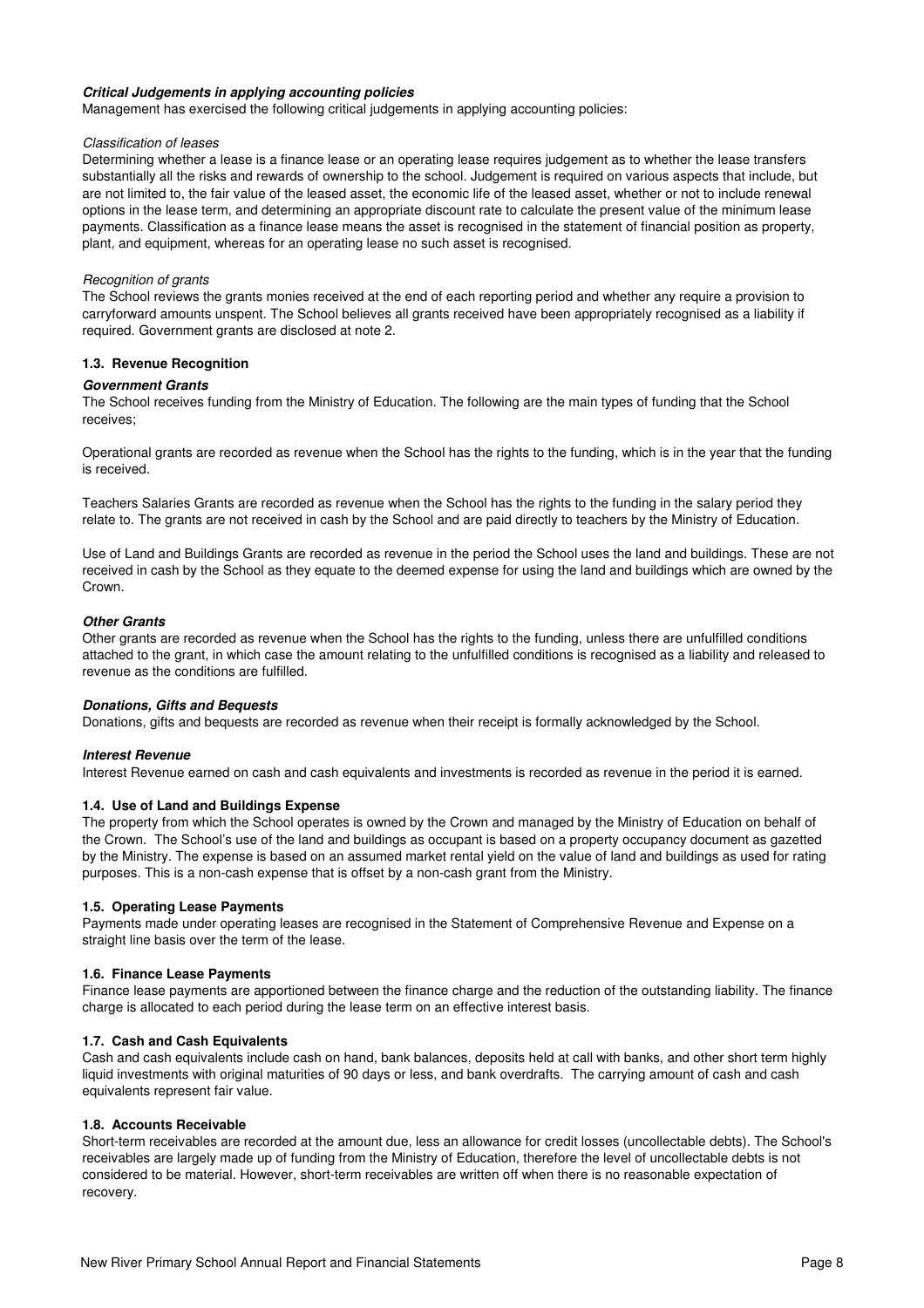***Critical Judgements in applying accounting policies***

Management has exercised the following critical judgements in applying accounting policies:

*Classification of leases*

Determining whether a lease is a finance lease or an operating lease requires judgement as to whether the lease transfers substantially all the risks and rewards of ownership to the school. Judgement is required on various aspects that include, but are not limited to, the fair value of the leased asset, the economic life of the leased asset, whether or not to include renewal options in the lease term, and determining an appropriate discount rate to calculate the present value of the minimum lease payments. Classification as a finance lease means the asset is recognised in the statement of financial position as property, plant, and equipment, whereas for an operating lease no such asset is recognised.

*Recognition of grants*

The School reviews the grants monies received at the end of each reporting period and whether any require a provision to carryforward amounts unspent. The School believes all grants received have been appropriately recognised as a liability if required. Government grants are disclosed at note 2.

**1.3. Revenue Recognition**

***Government Grants***

The School receives funding from the Ministry of Education. The following are the main types of funding that the School receives;

Operational grants are recorded as revenue when the School has the rights to the funding, which is in the year that the funding is received.

Teachers Salaries Grants are recorded as revenue when the School has the rights to the funding in the salary period they relate to. The grants are not received in cash by the School and are paid directly to teachers by the Ministry of Education.

Use of Land and Buildings Grants are recorded as revenue in the period the School uses the land and buildings. These are not received in cash by the School as they equate to the deemed expense for using the land and buildings which are owned by the Crown.

***Other Grants***

Other grants are recorded as revenue when the School has the rights to the funding, unless there are unfulfilled conditions attached to the grant, in which case the amount relating to the unfulfilled conditions is recognised as a liability and released to revenue as the conditions are fulfilled.

***Donations, Gifts and Bequests***

Donations, gifts and bequests are recorded as revenue when their receipt is formally acknowledged by the School.

***Interest Revenue***

Interest Revenue earned on cash and cash equivalents and investments is recorded as revenue in the period it is earned.

**1.4. Use of Land and Buildings Expense**

The property from which the School operates is owned by the Crown and managed by the Ministry of Education on behalf of the Crown. The School's use of the land and buildings as occupant is based on a property occupancy document as gazetted by the Ministry. The expense is based on an assumed market rental yield on the value of land and buildings as used for rating purposes. This is a non-cash expense that is offset by a non-cash grant from the Ministry.

**1.5. Operating Lease Payments**

Payments made under operating leases are recognised in the Statement of Comprehensive Revenue and Expense on a straight line basis over the term of the lease.

**1.6. Finance Lease Payments**

Finance lease payments are apportioned between the finance charge and the reduction of the outstanding liability. The finance charge is allocated to each period during the lease term on an effective interest basis.

**1.7. Cash and Cash Equivalents**

Cash and cash equivalents include cash on hand, bank balances, deposits held at call with banks, and other short term highly liquid investments with original maturities of 90 days or less, and bank overdrafts. The carrying amount of cash and cash equivalents represent fair value.

**1.8. Accounts Receivable**

Short-term receivables are recorded at the amount due, less an allowance for credit losses (uncollectable debts). The School's receivables are largely made up of funding from the Ministry of Education, therefore the level of uncollectable debts is not considered to be material. However, short-term receivables are written off when there is no reasonable expectation of recovery.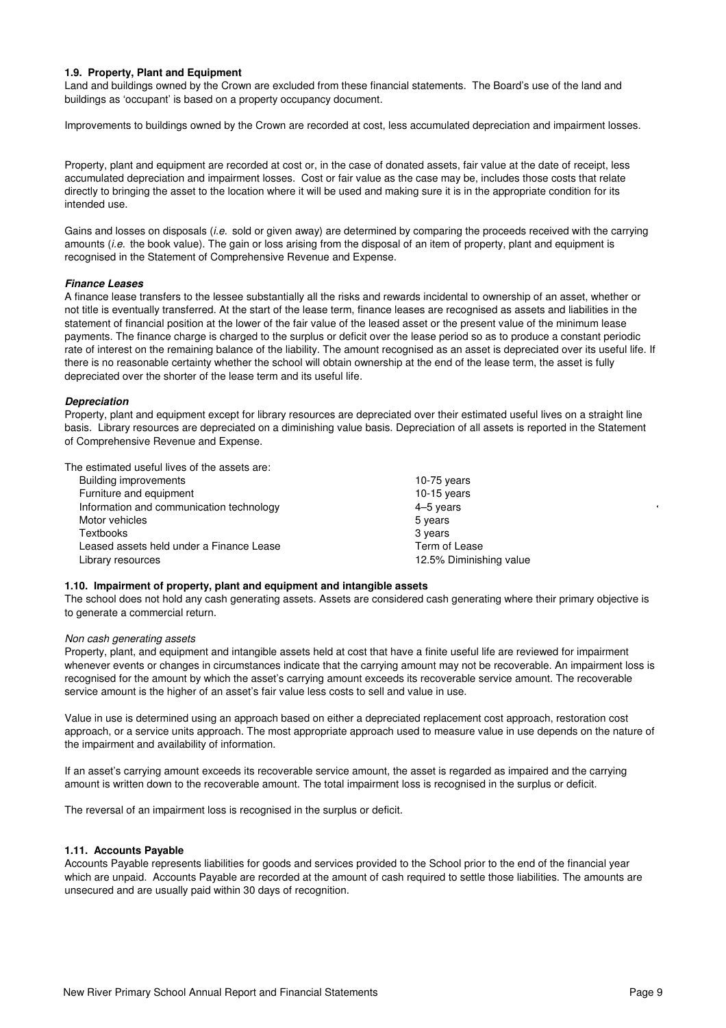### 1.9. Property, Plant and Equipment

Land and buildings owned by the Crown are excluded from these financial statements. The Board's use of the land and buildings as 'occupant' is based on a property occupancy document.

Improvements to buildings owned by the Crown are recorded at cost, less accumulated depreciation and impairment losses.

Property, plant and equipment are recorded at cost or, in the case of donated assets, fair value at the date of receipt, less accumulated depreciation and impairment losses. Cost or fair value as the case may be, includes those costs that relate directly to bringing the asset to the location where it will be used and making sure it is in the appropriate condition for its intended use.

Gains and losses on disposals (*i.e.* sold or given away) are determined by comparing the proceeds received with the carrying amounts (*i.e.* the book value). The gain or loss arising from the disposal of an item of property, plant and equipment is recognised in the Statement of Comprehensive Revenue and Expense.

***Finance Leases***

A finance lease transfers to the lessee substantially all the risks and rewards incidental to ownership of an asset, whether or not title is eventually transferred. At the start of the lease term, finance leases are recognised as assets and liabilities in the statement of financial position at the lower of the fair value of the leased asset or the present value of the minimum lease payments. The finance charge is charged to the surplus or deficit over the lease period so as to produce a constant periodic rate of interest on the remaining balance of the liability. The amount recognised as an asset is depreciated over its useful life. If there is no reasonable certainty whether the school will obtain ownership at the end of the lease term, the asset is fully depreciated over the shorter of the lease term and its useful life.

***Depreciation***

Property, plant and equipment except for library resources are depreciated over their estimated useful lives on a straight line basis. Library resources are depreciated on a diminishing value basis. Depreciation of all assets is reported in the Statement of Comprehensive Revenue and Expense.

The estimated useful lives of the assets are:

| | |
|---|---|
| Building improvements | 10-75 years |
| Furniture and equipment | 10-15 years |
| Information and communication technology | 4–5 years |
| Motor vehicles | 5 years |
| Textbooks | 3 years |
| Leased assets held under a Finance Lease | Term of Lease |
| Library resources | 12.5% Diminishing value |

### 1.10. Impairment of property, plant and equipment and intangible assets

The school does not hold any cash generating assets. Assets are considered cash generating where their primary objective is to generate a commercial return.

*Non cash generating assets*

Property, plant, and equipment and intangible assets held at cost that have a finite useful life are reviewed for impairment whenever events or changes in circumstances indicate that the carrying amount may not be recoverable. An impairment loss is recognised for the amount by which the asset's carrying amount exceeds its recoverable service amount. The recoverable service amount is the higher of an asset's fair value less costs to sell and value in use.

Value in use is determined using an approach based on either a depreciated replacement cost approach, restoration cost approach, or a service units approach. The most appropriate approach used to measure value in use depends on the nature of the impairment and availability of information.

If an asset's carrying amount exceeds its recoverable service amount, the asset is regarded as impaired and the carrying amount is written down to the recoverable amount. The total impairment loss is recognised in the surplus or deficit.

The reversal of an impairment loss is recognised in the surplus or deficit.

### 1.11. Accounts Payable

Accounts Payable represents liabilities for goods and services provided to the School prior to the end of the financial year which are unpaid. Accounts Payable are recorded at the amount of cash required to settle those liabilities. The amounts are unsecured and are usually paid within 30 days of recognition.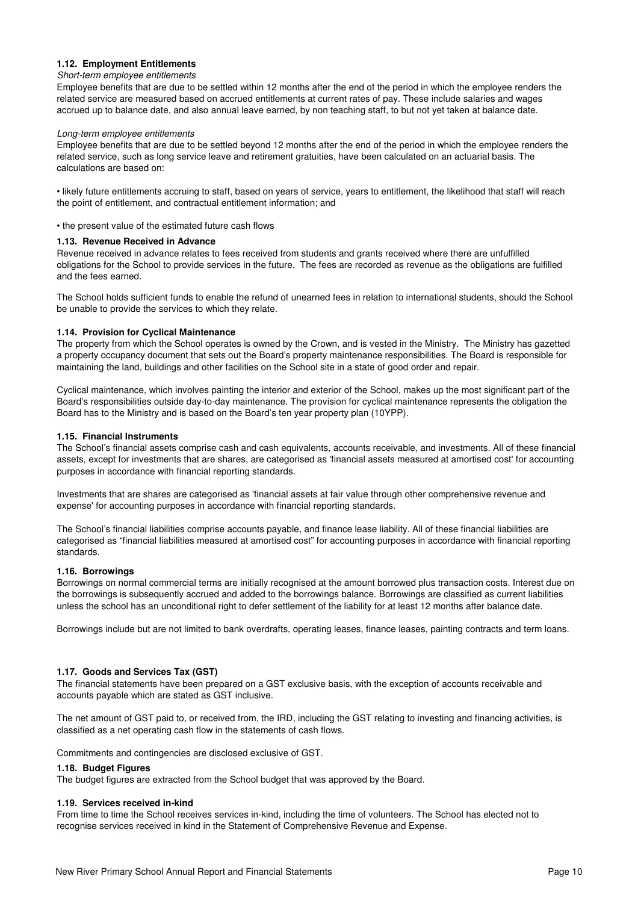### 1.12. Employment Entitlements

*Short-term employee entitlements*

Employee benefits that are due to be settled within 12 months after the end of the period in which the employee renders the related service are measured based on accrued entitlements at current rates of pay. These include salaries and wages accrued up to balance date, and also annual leave earned, by non teaching staff, to but not yet taken at balance date.

*Long-term employee entitlements*

Employee benefits that are due to be settled beyond 12 months after the end of the period in which the employee renders the related service, such as long service leave and retirement gratuities, have been calculated on an actuarial basis. The calculations are based on:

• likely future entitlements accruing to staff, based on years of service, years to entitlement, the likelihood that staff will reach the point of entitlement, and contractual entitlement information; and

• the present value of the estimated future cash flows

### 1.13. Revenue Received in Advance

Revenue received in advance relates to fees received from students and grants received where there are unfulfilled obligations for the School to provide services in the future. The fees are recorded as revenue as the obligations are fulfilled and the fees earned.

The School holds sufficient funds to enable the refund of unearned fees in relation to international students, should the School be unable to provide the services to which they relate.

### 1.14. Provision for Cyclical Maintenance

The property from which the School operates is owned by the Crown, and is vested in the Ministry. The Ministry has gazetted a property occupancy document that sets out the Board's property maintenance responsibilities. The Board is responsible for maintaining the land, buildings and other facilities on the School site in a state of good order and repair.

Cyclical maintenance, which involves painting the interior and exterior of the School, makes up the most significant part of the Board's responsibilities outside day-to-day maintenance. The provision for cyclical maintenance represents the obligation the Board has to the Ministry and is based on the Board's ten year property plan (10YPP).

### 1.15. Financial Instruments

The School's financial assets comprise cash and cash equivalents, accounts receivable, and investments. All of these financial assets, except for investments that are shares, are categorised as 'financial assets measured at amortised cost' for accounting purposes in accordance with financial reporting standards.

Investments that are shares are categorised as 'financial assets at fair value through other comprehensive revenue and expense' for accounting purposes in accordance with financial reporting standards.

The School's financial liabilities comprise accounts payable, and finance lease liability. All of these financial liabilities are categorised as "financial liabilities measured at amortised cost" for accounting purposes in accordance with financial reporting standards.

### 1.16. Borrowings

Borrowings on normal commercial terms are initially recognised at the amount borrowed plus transaction costs. Interest due on the borrowings is subsequently accrued and added to the borrowings balance. Borrowings are classified as current liabilities unless the school has an unconditional right to defer settlement of the liability for at least 12 months after balance date.

Borrowings include but are not limited to bank overdrafts, operating leases, finance leases, painting contracts and term loans.

### 1.17. Goods and Services Tax (GST)

The financial statements have been prepared on a GST exclusive basis, with the exception of accounts receivable and accounts payable which are stated as GST inclusive.

The net amount of GST paid to, or received from, the IRD, including the GST relating to investing and financing activities, is classified as a net operating cash flow in the statements of cash flows.

Commitments and contingencies are disclosed exclusive of GST.

### 1.18. Budget Figures

The budget figures are extracted from the School budget that was approved by the Board.

### 1.19. Services received in-kind

From time to time the School receives services in-kind, including the time of volunteers. The School has elected not to recognise services received in kind in the Statement of Comprehensive Revenue and Expense.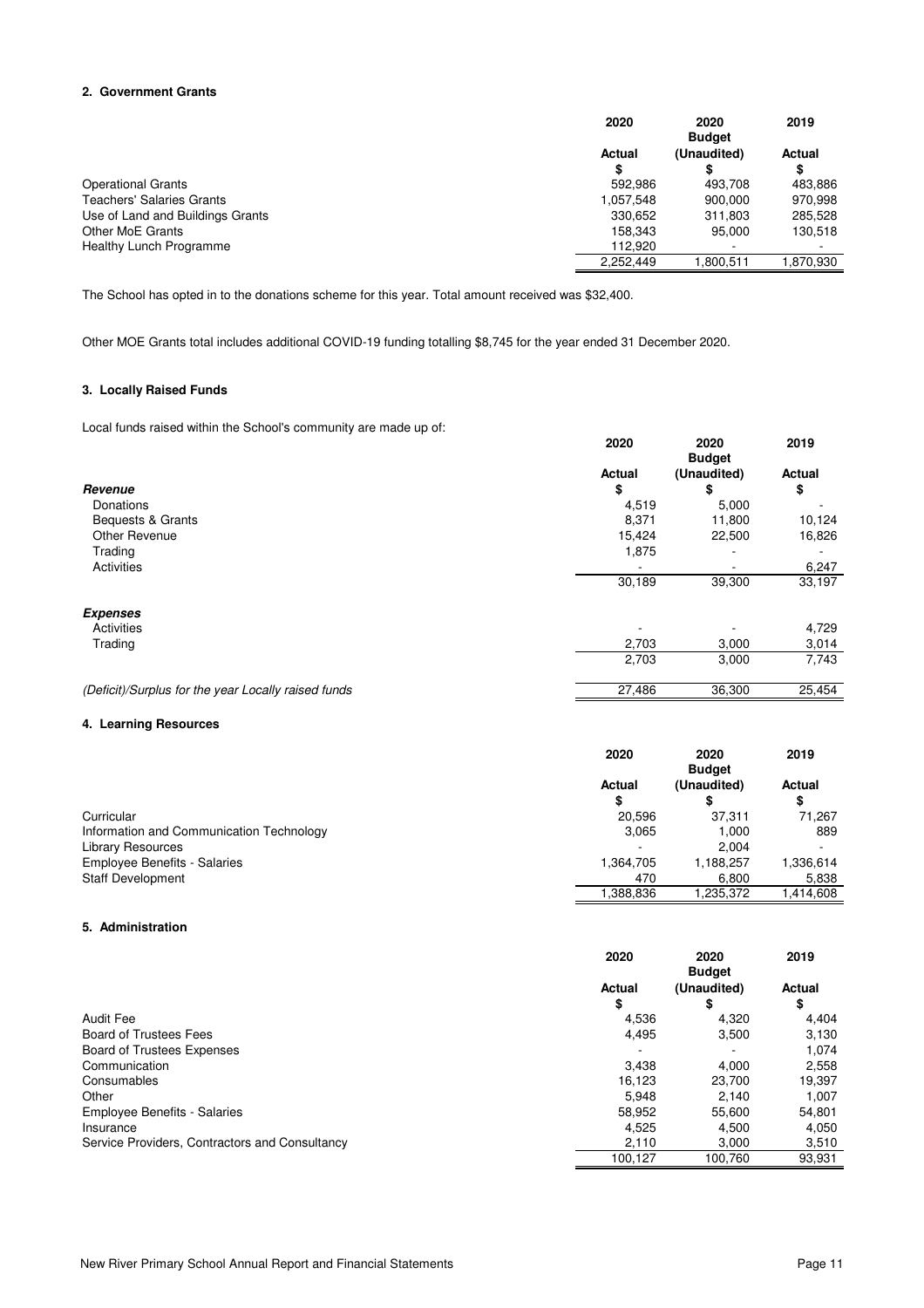### 2. Government Grants

| | 2020 | 2020 Budget | 2019 |
|---|---|---|---|
| | Actual | (Unaudited) | Actual |
| | $ | $ | $ |
| Operational Grants | 592,986 | 493,708 | 483,886 |
| Teachers' Salaries Grants | 1,057,548 | 900,000 | 970,998 |
| Use of Land and Buildings Grants | 330,652 | 311,803 | 285,528 |
| Other MoE Grants | 158,343 | 95,000 | 130,518 |
| Healthy Lunch Programme | 112,920 | - | - |
| | 2,252,449 | 1,800,511 | 1,870,930 |

The School has opted in to the donations scheme for this year. Total amount received was $32,400.

Other MOE Grants total includes additional COVID-19 funding totalling $8,745 for the year ended 31 December 2020.

### 3. Locally Raised Funds

Local funds raised within the School's community are made up of:

| | 2020 | 2020 Budget | 2019 |
|---|---|---|---|
| | Actual | (Unaudited) | Actual |
| ***Revenue*** | $ | $ | $ |
| Donations | 4,519 | 5,000 | - |
| Bequests & Grants | 8,371 | 11,800 | 10,124 |
| Other Revenue | 15,424 | 22,500 | 16,826 |
| Trading | 1,875 | - | - |
| Activities | - | - | 6,247 |
| | 30,189 | 39,300 | 33,197 |
| ***Expenses*** | | | |
| Activities | - | - | 4,729 |
| Trading | 2,703 | 3,000 | 3,014 |
| | 2,703 | 3,000 | 7,743 |
| *(Deficit)/Surplus for the year Locally raised funds* | 27,486 | 36,300 | 25,454 |

### 4. Learning Resources

| | 2020 | 2020 Budget | 2019 |
|---|---|---|---|
| | Actual | (Unaudited) | Actual |
| | $ | $ | $ |
| Curricular | 20,596 | 37,311 | 71,267 |
| Information and Communication Technology | 3,065 | 1,000 | 889 |
| Library Resources | - | 2,004 | - |
| Employee Benefits - Salaries | 1,364,705 | 1,188,257 | 1,336,614 |
| Staff Development | 470 | 6,800 | 5,838 |
| | 1,388,836 | 1,235,372 | 1,414,608 |

### 5. Administration

| | 2020 | 2020 Budget | 2019 |
|---|---|---|---|
| | Actual | (Unaudited) | Actual |
| | $ | $ | $ |
| Audit Fee | 4,536 | 4,320 | 4,404 |
| Board of Trustees Fees | 4,495 | 3,500 | 3,130 |
| Board of Trustees Expenses | - | - | 1,074 |
| Communication | 3,438 | 4,000 | 2,558 |
| Consumables | 16,123 | 23,700 | 19,397 |
| Other | 5,948 | 2,140 | 1,007 |
| Employee Benefits - Salaries | 58,952 | 55,600 | 54,801 |
| Insurance | 4,525 | 4,500 | 4,050 |
| Service Providers, Contractors and Consultancy | 2,110 | 3,000 | 3,510 |
| | 100,127 | 100,760 | 93,931 |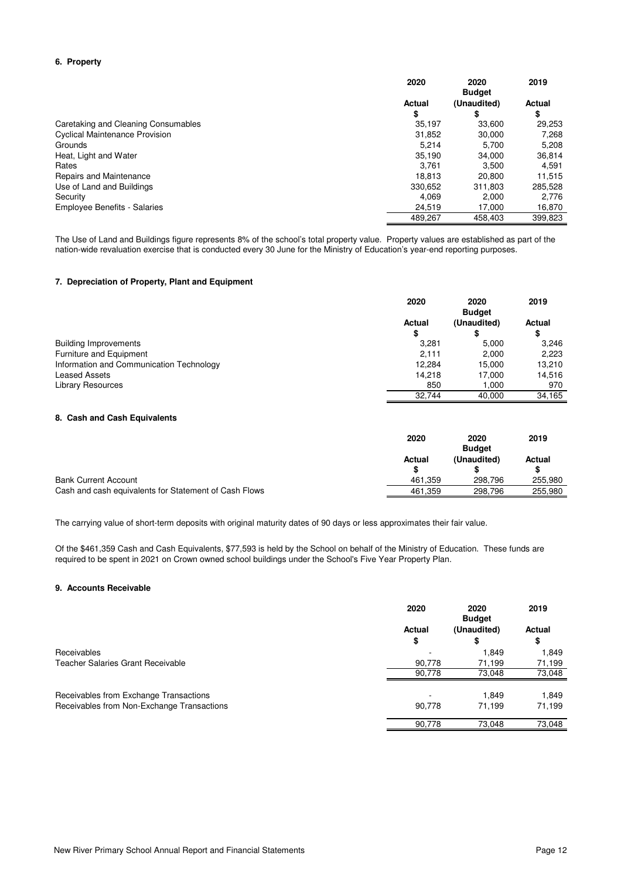### 6. Property

| | 2020 | 2020 | 2019 |
|---|---|---|---|
| | | Budget | |
| | Actual | (Unaudited) | Actual |
| | $ | $ | $ |
| Caretaking and Cleaning Consumables | 35,197 | 33,600 | 29,253 |
| Cyclical Maintenance Provision | 31,852 | 30,000 | 7,268 |
| Grounds | 5,214 | 5,700 | 5,208 |
| Heat, Light and Water | 35,190 | 34,000 | 36,814 |
| Rates | 3,761 | 3,500 | 4,591 |
| Repairs and Maintenance | 18,813 | 20,800 | 11,515 |
| Use of Land and Buildings | 330,652 | 311,803 | 285,528 |
| Security | 4,069 | 2,000 | 2,776 |
| Employee Benefits - Salaries | 24,519 | 17,000 | 16,870 |
| | 489,267 | 458,403 | 399,823 |

The Use of Land and Buildings figure represents 8% of the school's total property value. Property values are established as part of the nation-wide revaluation exercise that is conducted every 30 June for the Ministry of Education's year-end reporting purposes.

### 7. Depreciation of Property, Plant and Equipment

| | 2020 | 2020 | 2019 |
|---|---|---|---|
| | | Budget | |
| | Actual | (Unaudited) | Actual |
| | $ | $ | $ |
| Building Improvements | 3,281 | 5,000 | 3,246 |
| Furniture and Equipment | 2,111 | 2,000 | 2,223 |
| Information and Communication Technology | 12,284 | 15,000 | 13,210 |
| Leased Assets | 14,218 | 17,000 | 14,516 |
| Library Resources | 850 | 1,000 | 970 |
| | 32,744 | 40,000 | 34,165 |

### 8. Cash and Cash Equivalents

| | 2020 | 2020 | 2019 |
|---|---|---|---|
| | | Budget | |
| | Actual | (Unaudited) | Actual |
| | $ | $ | $ |
| Bank Current Account | 461,359 | 298,796 | 255,980 |
| Cash and cash equivalents for Statement of Cash Flows | 461,359 | 298,796 | 255,980 |

The carrying value of short-term deposits with original maturity dates of 90 days or less approximates their fair value.

Of the $461,359 Cash and Cash Equivalents, $77,593 is held by the School on behalf of the Ministry of Education. These funds are required to be spent in 2021 on Crown owned school buildings under the School's Five Year Property Plan.

### 9. Accounts Receivable

| | 2020 | 2020 | 2019 |
|---|---|---|---|
| | | Budget | |
| | Actual | (Unaudited) | Actual |
| | $ | $ | $ |
| Receivables | - | 1,849 | 1,849 |
| Teacher Salaries Grant Receivable | 90,778 | 71,199 | 71,199 |
| | 90,778 | 73,048 | 73,048 |
| | | | |
| Receivables from Exchange Transactions | - | 1,849 | 1,849 |
| Receivables from Non-Exchange Transactions | 90,778 | 71,199 | 71,199 |
| | 90,778 | 73,048 | 73,048 |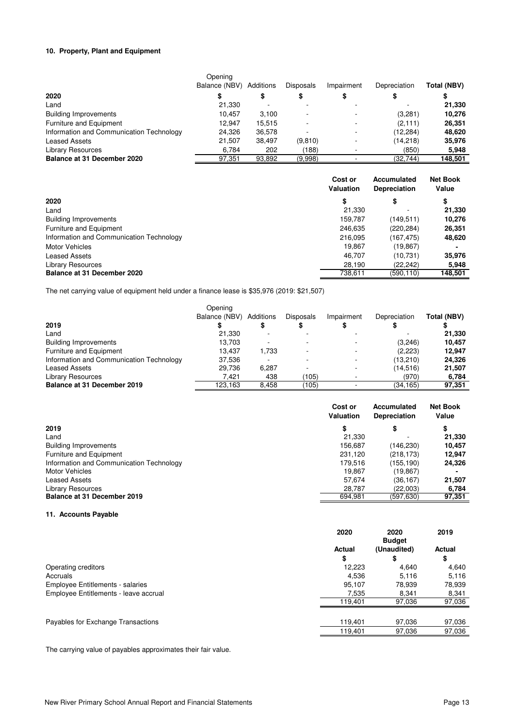### 10. Property, Plant and Equipment

| 2020 | Opening Balance (NBV) | Additions | Disposals | Impairment | Depreciation | Total (NBV) |
|---|---|---|---|---|---|---|
| | $ | $ | $ | $ | $ | $ |
| Land | 21,330 | - | - | - | - | **21,330** |
| Building Improvements | 10,457 | 3,100 | - | - | (3,281) | **10,276** |
| Furniture and Equipment | 12,947 | 15,515 | - | - | (2,111) | **26,351** |
| Information and Communication Technology | 24,326 | 36,578 | - | - | (12,284) | **48,620** |
| Leased Assets | 21,507 | 38,497 | (9,810) | - | (14,218) | **35,976** |
| Library Resources | 6,784 | 202 | (188) | - | (850) | **5,948** |
| **Balance at 31 December 2020** | 97,351 | 93,892 | (9,998) | - | (32,744) | **148,501** |

| 2020 | Cost or Valuation | Accumulated Depreciation | Net Book Value |
|---|---|---|---|
| | $ | $ | $ |
| Land | 21,330 | - | **21,330** |
| Building Improvements | 159,787 | (149,511) | **10,276** |
| Furniture and Equipment | 246,635 | (220,284) | **26,351** |
| Information and Communication Technology | 216,095 | (167,475) | **48,620** |
| Motor Vehicles | 19,867 | (19,867) | **-** |
| Leased Assets | 46,707 | (10,731) | **35,976** |
| Library Resources | 28,190 | (22,242) | **5,948** |
| **Balance at 31 December 2020** | 738,611 | (590,110) | **148,501** |

The net carrying value of equipment held under a finance lease is $35,976 (2019: $21,507)

| 2019 | Opening Balance (NBV) | Additions | Disposals | Impairment | Depreciation | Total (NBV) |
|---|---|---|---|---|---|---|
| | $ | $ | $ | $ | $ | $ |
| Land | 21,330 | - | - | - | - | **21,330** |
| Building Improvements | 13,703 | - | - | - | (3,246) | **10,457** |
| Furniture and Equipment | 13,437 | 1,733 | - | - | (2,223) | **12,947** |
| Information and Communication Technology | 37,536 | - | - | - | (13,210) | **24,326** |
| Leased Assets | 29,736 | 6,287 | - | - | (14,516) | **21,507** |
| Library Resources | 7,421 | 438 | (105) | - | (970) | **6,784** |
| **Balance at 31 December 2019** | 123,163 | 8,458 | (105) | - | (34,165) | **97,351** |

| 2019 | Cost or Valuation | Accumulated Depreciation | Net Book Value |
|---|---|---|---|
| | $ | $ | $ |
| Land | 21,330 | - | **21,330** |
| Building Improvements | 156,687 | (146,230) | **10,457** |
| Furniture and Equipment | 231,120 | (218,173) | **12,947** |
| Information and Communication Technology | 179,516 | (155,190) | **24,326** |
| Motor Vehicles | 19,867 | (19,867) | **-** |
| Leased Assets | 57,674 | (36,167) | **21,507** |
| Library Resources | 28,787 | (22,003) | **6,784** |
| **Balance at 31 December 2019** | 694,981 | (597,630) | **97,351** |

### 11. Accounts Payable

| | 2020 | 2020 | 2019 |
|---|---|---|---|
| | Actual | Budget (Unaudited) | Actual |
| | $ | $ | $ |
| Operating creditors | 12,223 | 4,640 | 4,640 |
| Accruals | 4,536 | 5,116 | 5,116 |
| Employee Entitlements - salaries | 95,107 | 78,939 | 78,939 |
| Employee Entitlements - leave accrual | 7,535 | 8,341 | 8,341 |
| | 119,401 | 97,036 | 97,036 |
| | | | |
| Payables for Exchange Transactions | 119,401 | 97,036 | 97,036 |
| | 119,401 | 97,036 | 97,036 |

The carrying value of payables approximates their fair value.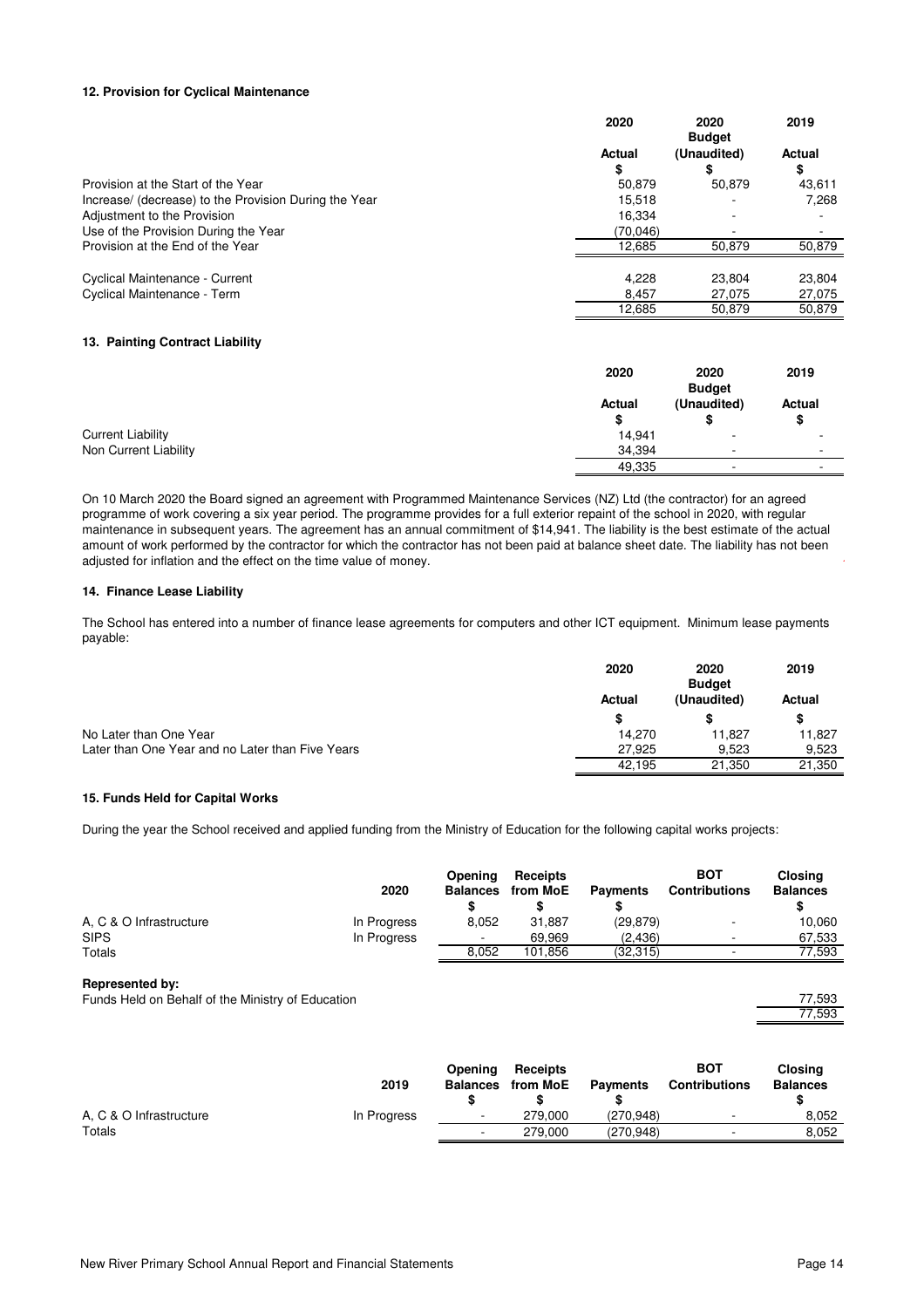### 12. Provision for Cyclical Maintenance

| | 2020 | 2020 | 2019 |
|---|---|---|---|
| | | Budget | |
| | Actual | (Unaudited) | Actual |
| | $ | $ | $ |
| Provision at the Start of the Year | 50,879 | 50,879 | 43,611 |
| Increase/ (decrease) to the Provision During the Year | 15,518 | - | 7,268 |
| Adjustment to the Provision | 16,334 | - | - |
| Use of the Provision During the Year | (70,046) | - | - |
| Provision at the End of the Year | 12,685 | 50,879 | 50,879 |
| | | | |
| Cyclical Maintenance - Current | 4,228 | 23,804 | 23,804 |
| Cyclical Maintenance - Term | 8,457 | 27,075 | 27,075 |
| | 12,685 | 50,879 | 50,879 |

### 13. Painting Contract Liability

| | 2020 | 2020 | 2019 |
|---|---|---|---|
| | | Budget | |
| | Actual | (Unaudited) | Actual |
| | $ | $ | $ |
| Current Liability | 14,941 | - | - |
| Non Current Liability | 34,394 | - | - |
| | 49,335 | - | - |

On 10 March 2020 the Board signed an agreement with Programmed Maintenance Services (NZ) Ltd (the contractor) for an agreed programme of work covering a six year period. The programme provides for a full exterior repaint of the school in 2020, with regular maintenance in subsequent years. The agreement has an annual commitment of $14,941. The liability is the best estimate of the actual amount of work performed by the contractor for which the contractor has not been paid at balance sheet date. The liability has not been adjusted for inflation and the effect on the time value of money.

### 14. Finance Lease Liability

The School has entered into a number of finance lease agreements for computers and other ICT equipment. Minimum lease payments payable:

| | 2020 | 2020 | 2019 |
|---|---|---|---|
| | | Budget | |
| | Actual | (Unaudited) | Actual |
| | $ | $ | $ |
| No Later than One Year | 14,270 | 11,827 | 11,827 |
| Later than One Year and no Later than Five Years | 27,925 | 9,523 | 9,523 |
| | 42,195 | 21,350 | 21,350 |

### 15. Funds Held for Capital Works

During the year the School received and applied funding from the Ministry of Education for the following capital works projects:

| | 2020 | Opening Balances | Receipts from MoE | Payments | BOT Contributions | Closing Balances |
|---|---|---|---|---|---|---|
| | | $ | $ | $ | | $ |
| A, C & O Infrastructure | In Progress | 8,052 | 31,887 | (29,879) | - | 10,060 |
| SIPS | In Progress | - | 69,969 | (2,436) | - | 67,533 |
| Totals | | 8,052 | 101,856 | (32,315) | - | 77,593 |

**Represented by:**

| | |
|---|---|
| Funds Held on Behalf of the Ministry of Education | 77,593 |
| | 77,593 |

| | 2019 | Opening Balances | Receipts from MoE | Payments | BOT Contributions | Closing Balances |
|---|---|---|---|---|---|---|
| | | $ | $ | $ | | $ |
| A, C & O Infrastructure | In Progress | - | 279,000 | (270,948) | - | 8,052 |
| Totals | | - | 279,000 | (270,948) | - | 8,052 |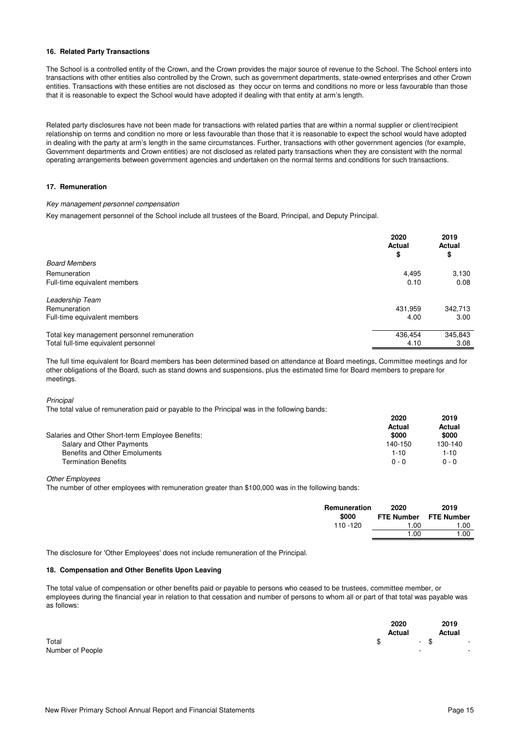## 16. Related Party Transactions

The School is a controlled entity of the Crown, and the Crown provides the major source of revenue to the School. The School enters into transactions with other entities also controlled by the Crown, such as government departments, state-owned enterprises and other Crown entities. Transactions with these entities are not disclosed as they occur on terms and conditions no more or less favourable than those that it is reasonable to expect the School would have adopted if dealing with that entity at arm's length.

Related party disclosures have not been made for transactions with related parties that are within a normal supplier or client/recipient relationship on terms and condition no more or less favourable than those that it is reasonable to expect the school would have adopted in dealing with the party at arm's length in the same circumstances. Further, transactions with other government agencies (for example, Government departments and Crown entities) are not disclosed as related party transactions when they are consistent with the normal operating arrangements between government agencies and undertaken on the normal terms and conditions for such transactions.

## 17. Remuneration

*Key management personnel compensation*

Key management personnel of the School include all trustees of the Board, Principal, and Deputy Principal.

| | 2020 Actual $ | 2019 Actual $ |
|---|---|---|
| *Board Members* | | |
| Remuneration | 4,495 | 3,130 |
| Full-time equivalent members | 0.10 | 0.08 |
| *Leadership Team* | | |
| Remuneration | 431,959 | 342,713 |
| Full-time equivalent members | 4.00 | 3.00 |
| Total key management personnel remuneration | 436,454 | 345,843 |
| Total full-time equivalent personnel | 4.10 | 3.08 |

The full time equivalent for Board members has been determined based on attendance at Board meetings, Committee meetings and for other obligations of the Board, such as stand downs and suspensions, plus the estimated time for Board members to prepare for meetings.

*Principal*

The total value of remuneration paid or payable to the Principal was in the following bands:

| | 2020 Actual $000 | 2019 Actual $000 |
|---|---|---|
| Salaries and Other Short-term Employee Benefits: | | |
| Salary and Other Payments | 140-150 | 130-140 |
| Benefits and Other Emoluments | 1-10 | 1-10 |
| Termination Benefits | 0 - 0 | 0 - 0 |

*Other Employees*

The number of other employees with remuneration greater than $100,000 was in the following bands:

| Remuneration $000 | 2020 FTE Number | 2019 FTE Number |
|---|---|---|
| 110 -120 | 1.00 | 1.00 |
| | 1.00 | 1.00 |

The disclosure for 'Other Employees' does not include remuneration of the Principal.

## 18. Compensation and Other Benefits Upon Leaving

The total value of compensation or other benefits paid or payable to persons who ceased to be trustees, committee member, or employees during the financial year in relation to that cessation and number of persons to whom all or part of that total was payable was as follows:

| | 2020 Actual | 2019 Actual |
|---|---|---|
| Total | $ - | $ - |
| Number of People | - | - |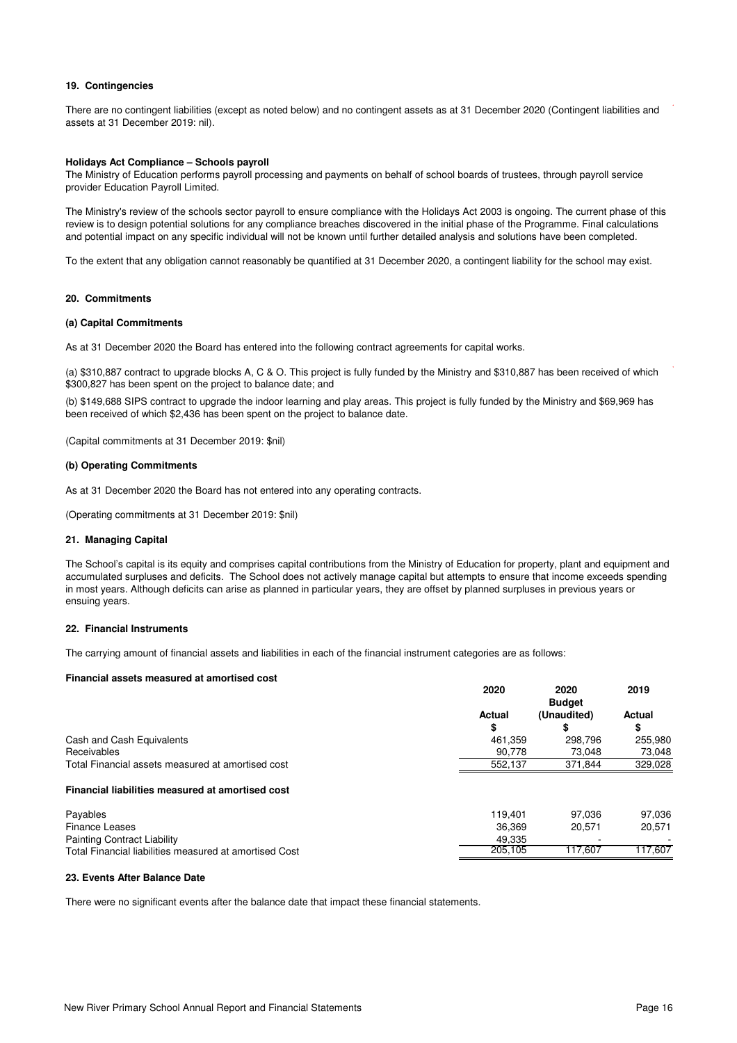## 19. Contingencies

There are no contingent liabilities (except as noted below) and no contingent assets as at 31 December 2020 (Contingent liabilities and assets at 31 December 2019: nil).

**Holidays Act Compliance – Schools payroll**

The Ministry of Education performs payroll processing and payments on behalf of school boards of trustees, through payroll service provider Education Payroll Limited.

The Ministry's review of the schools sector payroll to ensure compliance with the Holidays Act 2003 is ongoing. The current phase of this review is to design potential solutions for any compliance breaches discovered in the initial phase of the Programme. Final calculations and potential impact on any specific individual will not be known until further detailed analysis and solutions have been completed.

To the extent that any obligation cannot reasonably be quantified at 31 December 2020, a contingent liability for the school may exist.

## 20. Commitments

### (a) Capital Commitments

As at 31 December 2020 the Board has entered into the following contract agreements for capital works.

(a) $310,887 contract to upgrade blocks A, C & O. This project is fully funded by the Ministry and $310,887 has been received of which $300,827 has been spent on the project to balance date; and

(b) $149,688 SIPS contract to upgrade the indoor learning and play areas. This project is fully funded by the Ministry and $69,969 has been received of which $2,436 has been spent on the project to balance date.

(Capital commitments at 31 December 2019: $nil)

### (b) Operating Commitments

As at 31 December 2020 the Board has not entered into any operating contracts.

(Operating commitments at 31 December 2019: $nil)

## 21. Managing Capital

The School's capital is its equity and comprises capital contributions from the Ministry of Education for property, plant and equipment and accumulated surpluses and deficits. The School does not actively manage capital but attempts to ensure that income exceeds spending in most years. Although deficits can arise as planned in particular years, they are offset by planned surpluses in previous years or ensuing years.

## 22. Financial Instruments

The carrying amount of financial assets and liabilities in each of the financial instrument categories are as follows:

| | 2020 Actual $ | 2020 Budget (Unaudited) $ | 2019 Actual $ |
|---|---|---|---|
| **Financial assets measured at amortised cost** | | | |
| Cash and Cash Equivalents | 461,359 | 298,796 | 255,980 |
| Receivables | 90,778 | 73,048 | 73,048 |
| Total Financial assets measured at amortised cost | 552,137 | 371,844 | 329,028 |
| **Financial liabilities measured at amortised cost** | | | |
| Payables | 119,401 | 97,036 | 97,036 |
| Finance Leases | 36,369 | 20,571 | 20,571 |
| Painting Contract Liability | 49,335 | - | - |
| Total Financial liabilities measured at amortised Cost | 205,105 | 117,607 | 117,607 |

## 23. Events After Balance Date

There were no significant events after the balance date that impact these financial statements.